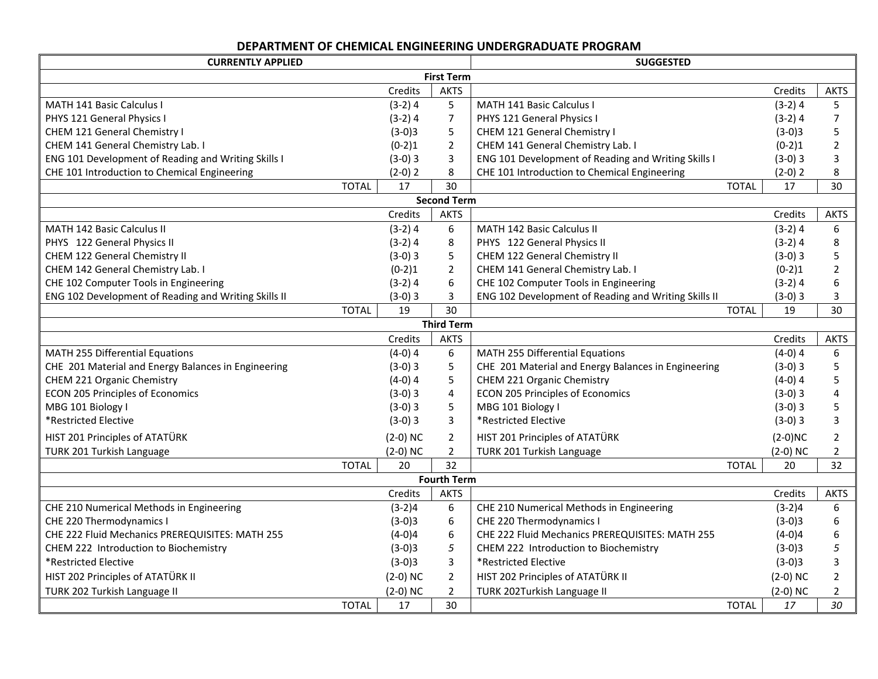# DEPARTMENT OF CHEMICAL ENGINEERING UNDERGRADUATE PROGRAM

| CURRENTLY APPLIED | | | SUGGESTED | | |
|---|---|---|---|---|---|
| **First Term** | | | | | |
| | Credits | AKTS | | Credits | AKTS |
| MATH 141 Basic Calculus I | (3-2) 4 | 5 | MATH 141 Basic Calculus I | (3-2) 4 | 5 |
| PHYS 121 General Physics I | (3-2) 4 | 7 | PHYS 121 General Physics I | (3-2) 4 | 7 |
| CHEM 121 General Chemistry I | (3-0)3 | 5 | CHEM 121 General Chemistry I | (3-0)3 | 5 |
| CHEM 141 General Chemistry Lab. I | (0-2)1 | 2 | CHEM 141 General Chemistry Lab. I | (0-2)1 | 2 |
| ENG 101 Development of Reading and Writing Skills I | (3-0) 3 | 3 | ENG 101 Development of Reading and Writing Skills I | (3-0) 3 | 3 |
| CHE 101 Introduction to Chemical Engineering | (2-0) 2 | 8 | CHE 101 Introduction to Chemical Engineering | (2-0) 2 | 8 |
| TOTAL | 17 | 30 | TOTAL | 17 | 30 |
| **Second Term** | | | | | |
| | Credits | AKTS | | Credits | AKTS |
| MATH 142 Basic Calculus II | (3-2) 4 | 6 | MATH 142 Basic Calculus II | (3-2) 4 | 6 |
| PHYS 122 General Physics II | (3-2) 4 | 8 | PHYS 122 General Physics II | (3-2) 4 | 8 |
| CHEM 122 General Chemistry II | (3-0) 3 | 5 | CHEM 122 General Chemistry II | (3-0) 3 | 5 |
| CHEM 142 General Chemistry Lab. I | (0-2)1 | 2 | CHEM 141 General Chemistry Lab. I | (0-2)1 | 2 |
| CHE 102 Computer Tools in Engineering | (3-2) 4 | 6 | CHE 102 Computer Tools in Engineering | (3-2) 4 | 6 |
| ENG 102 Development of Reading and Writing Skills II | (3-0) 3 | 3 | ENG 102 Development of Reading and Writing Skills II | (3-0) 3 | 3 |
| TOTAL | 19 | 30 | TOTAL | 19 | 30 |
| **Third Term** | | | | | |
| | Credits | AKTS | | Credits | AKTS |
| MATH 255 Differential Equations | (4-0) 4 | 6 | MATH 255 Differential Equations | (4-0) 4 | 6 |
| CHE 201 Material and Energy Balances in Engineering | (3-0) 3 | 5 | CHE 201 Material and Energy Balances in Engineering | (3-0) 3 | 5 |
| CHEM 221 Organic Chemistry | (4-0) 4 | 5 | CHEM 221 Organic Chemistry | (4-0) 4 | 5 |
| ECON 205 Principles of Economics | (3-0) 3 | 4 | ECON 205 Principles of Economics | (3-0) 3 | 4 |
| MBG 101 Biology I | (3-0) 3 | 5 | MBG 101 Biology I | (3-0) 3 | 5 |
| *Restricted Elective | (3-0) 3 | 3 | *Restricted Elective | (3-0) 3 | 3 |
| HIST 201 Principles of ATATÜRK | (2-0) NC | 2 | HIST 201 Principles of ATATÜRK | (2-0)NC | 2 |
| TURK 201 Turkish Language | (2-0) NC | 2 | TURK 201 Turkish Language | (2-0) NC | 2 |
| TOTAL | 20 | 32 | TOTAL | 20 | 32 |
| **Fourth Term** | | | | | |
| | Credits | AKTS | | Credits | AKTS |
| CHE 210 Numerical Methods in Engineering | (3-2)4 | 6 | CHE 210 Numerical Methods in Engineering | (3-2)4 | 6 |
| CHE 220 Thermodynamics I | (3-0)3 | 6 | CHE 220 Thermodynamics I | (3-0)3 | 6 |
| CHE 222 Fluid Mechanics PREREQUISITES: MATH 255 | (4-0)4 | 6 | CHE 222 Fluid Mechanics PREREQUISITES: MATH 255 | (4-0)4 | 6 |
| CHEM 222 Introduction to Biochemistry | (3-0)3 | *5* | CHEM 222 Introduction to Biochemistry | (3-0)3 | *5* |
| *Restricted Elective | (3-0)3 | 3 | *Restricted Elective | (3-0)3 | 3 |
| HIST 202 Principles of ATATÜRK II | (2-0) NC | 2 | HIST 202 Principles of ATATÜRK II | (2-0) NC | 2 |
| TURK 202 Turkish Language II | (2-0) NC | 2 | TURK 202Turkish Language II | (2-0) NC | 2 |
| TOTAL | 17 | 30 | TOTAL | *17* | *30* |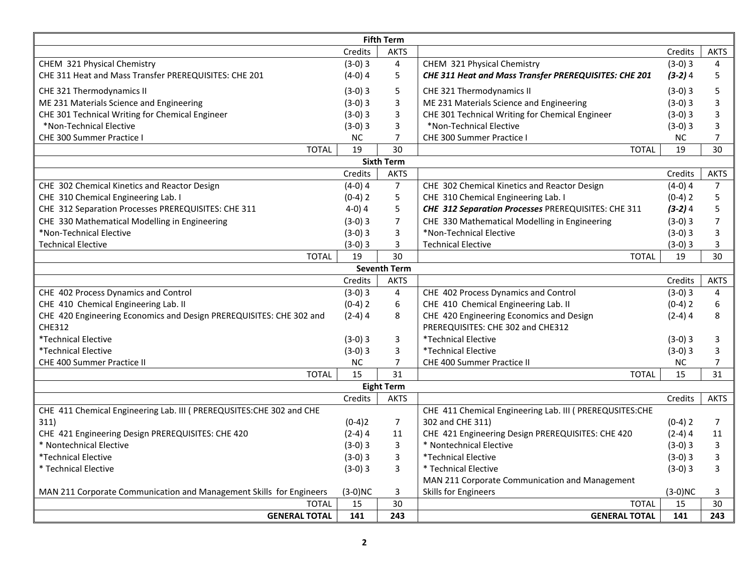| Fifth Term | | | | | |
|---|---|---|---|---|---|
| | Credits | AKTS | | Credits | AKTS |
| CHEM 321 Physical Chemistry | (3-0) 3 | 4 | CHEM 321 Physical Chemistry | (3-0) 3 | 4 |
| CHE 311 Heat and Mass Transfer PREREQUISITES: CHE 201 | (4-0) 4 | 5 | ***CHE 311 Heat and Mass Transfer PREREQUISITES: CHE 201*** | ***(3-2)*** 4 | 5 |
| CHE 321 Thermodynamics II | (3-0) 3 | 5 | CHE 321 Thermodynamics II | (3-0) 3 | 5 |
| ME 231 Materials Science and Engineering | (3-0) 3 | 3 | ME 231 Materials Science and Engineering | (3-0) 3 | 3 |
| CHE 301 Technical Writing for Chemical Engineer | (3-0) 3 | 3 | CHE 301 Technical Writing for Chemical Engineer | (3-0) 3 | 3 |
| *Non-Technical Elective | (3-0) 3 | 3 | *Non-Technical Elective | (3-0) 3 | 3 |
| CHE 300 Summer Practice I | NC | 7 | CHE 300 Summer Practice I | NC | 7 |
| TOTAL | 19 | 30 | TOTAL | 19 | 30 |
| **Sixth Term** | | | | | |
| | Credits | AKTS | | Credits | AKTS |
| CHE 302 Chemical Kinetics and Reactor Design | (4-0) 4 | 7 | CHE 302 Chemical Kinetics and Reactor Design | (4-0) 4 | 7 |
| CHE 310 Chemical Engineering Lab. I | (0-4) 2 | 5 | CHE 310 Chemical Engineering Lab. I | (0-4) 2 | 5 |
| CHE 312 Separation Processes PREREQUISITES: CHE 311 | 4-0) 4 | 5 | ***CHE 312 Separation Processes*** PREREQUISITES: CHE 311 | ***(3-2)*** 4 | 5 |
| CHE 330 Mathematical Modelling in Engineering | (3-0) 3 | 7 | CHE 330 Mathematical Modelling in Engineering | (3-0) 3 | 7 |
| *Non-Technical Elective | (3-0) 3 | 3 | *Non-Technical Elective | (3-0) 3 | 3 |
| Technical Elective | (3-0) 3 | 3 | Technical Elective | (3-0) 3 | 3 |
| TOTAL | 19 | 30 | TOTAL | 19 | 30 |
| **Seventh Term** | | | | | |
| | Credits | AKTS | | Credits | AKTS |
| CHE 402 Process Dynamics and Control | (3-0) 3 | 4 | CHE 402 Process Dynamics and Control | (3-0) 3 | 4 |
| CHE 410 Chemical Engineering Lab. II | (0-4) 2 | 6 | CHE 410 Chemical Engineering Lab. II | (0-4) 2 | 6 |
| CHE 420 Engineering Economics and Design PREREQUISITES: CHE 302 and CHE312 | (2-4) 4 | 8 | CHE 420 Engineering Economics and Design PREREQUISITES: CHE 302 and CHE312 | (2-4) 4 | 8 |
| *Technical Elective | (3-0) 3 | 3 | *Technical Elective | (3-0) 3 | 3 |
| *Technical Elective | (3-0) 3 | 3 | *Technical Elective | (3-0) 3 | 3 |
| CHE 400 Summer Practice II | NC | 7 | CHE 400 Summer Practice II | NC | 7 |
| TOTAL | 15 | 31 | TOTAL | 15 | 31 |
| **Eight Term** | | | | | |
| | Credits | AKTS | | Credits | AKTS |
| CHE 411 Chemical Engineering Lab. III ( PREREQUSITES:CHE 302 and CHE 311) | (0-4)2 | 7 | CHE 411 Chemical Engineering Lab. III ( PREREQUSITES:CHE 302 and CHE 311) | (0-4) 2 | 7 |
| CHE 421 Engineering Design PREREQUISITES: CHE 420 | (2-4) 4 | 11 | CHE 421 Engineering Design PREREQUISITES: CHE 420 | (2-4) 4 | 11 |
| * Nontechnical Elective | (3-0) 3 | 3 | * Nontechnical Elective | (3-0) 3 | 3 |
| *Technical Elective | (3-0) 3 | 3 | *Technical Elective | (3-0) 3 | 3 |
| * Technical Elective | (3-0) 3 | 3 | * Technical Elective | (3-0) 3 | 3 |
| MAN 211 Corporate Communication and Management Skills for Engineers | (3-0)NC | 3 | MAN 211 Corporate Communication and Management Skills for Engineers | (3-0)NC | 3 |
| TOTAL | 15 | 30 | TOTAL | 15 | 30 |
| **GENERAL TOTAL** | **141** | **243** | **GENERAL TOTAL** | **141** | **243** |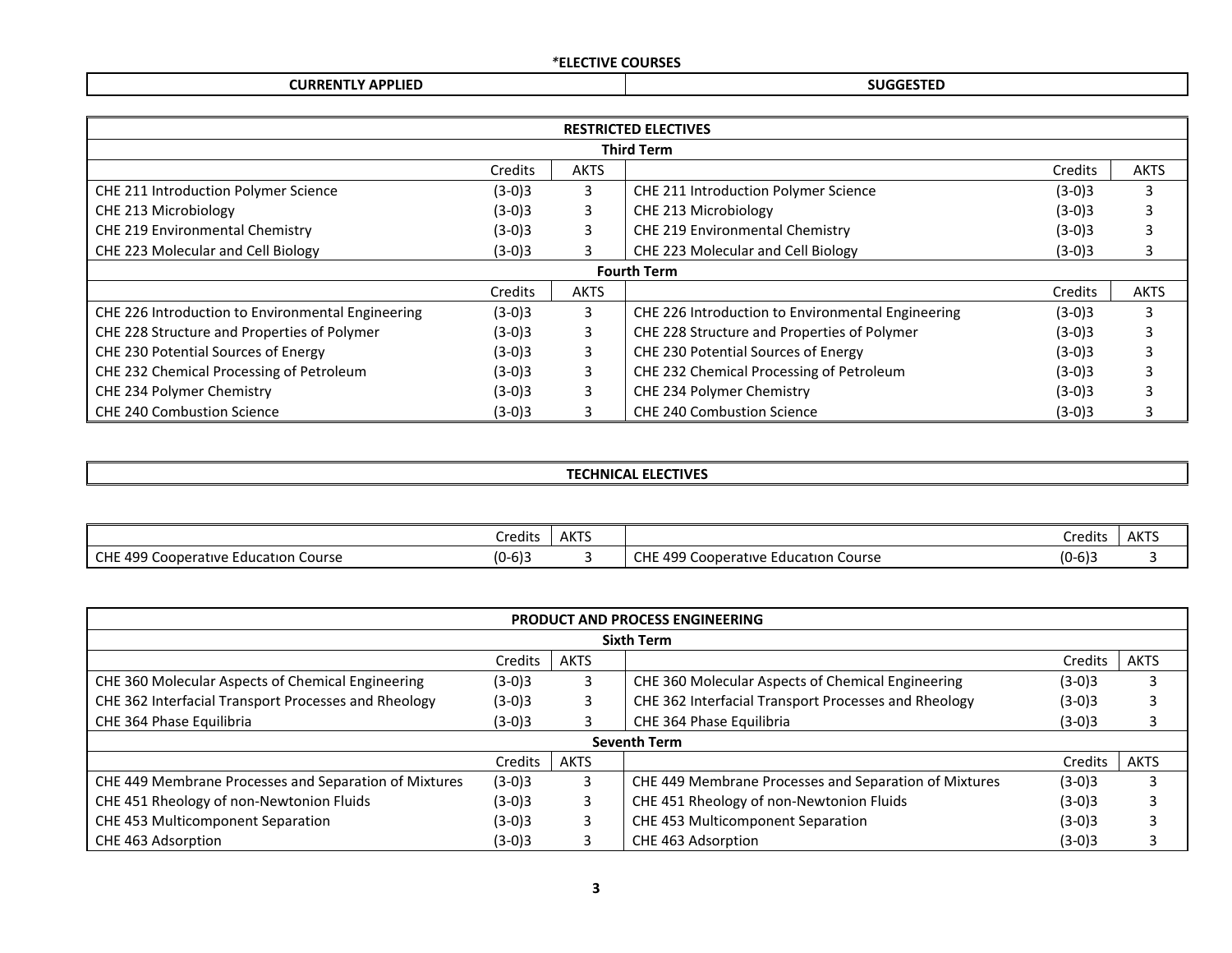**\*ELECTIVE COURSES**

| CURRENTLY APPLIED | SUGGESTED |
|---|---|

| RESTRICTED ELECTIVES | | | | | |
|---|---|---|---|---|---|
| **Third Term** | | | | | |
| | Credits | AKTS | | Credits | AKTS |
| CHE 211 Introduction Polymer Science | (3-0)3 | 3 | CHE 211 Introduction Polymer Science | (3-0)3 | 3 |
| CHE 213 Microbiology | (3-0)3 | 3 | CHE 213 Microbiology | (3-0)3 | 3 |
| CHE 219 Environmental Chemistry | (3-0)3 | 3 | CHE 219 Environmental Chemistry | (3-0)3 | 3 |
| CHE 223 Molecular and Cell Biology | (3-0)3 | 3 | CHE 223 Molecular and Cell Biology | (3-0)3 | 3 |
| **Fourth Term** | | | | | |
| | Credits | AKTS | | Credits | AKTS |
| CHE 226 Introduction to Environmental Engineering | (3-0)3 | 3 | CHE 226 Introduction to Environmental Engineering | (3-0)3 | 3 |
| CHE 228 Structure and Properties of Polymer | (3-0)3 | 3 | CHE 228 Structure and Properties of Polymer | (3-0)3 | 3 |
| CHE 230 Potential Sources of Energy | (3-0)3 | 3 | CHE 230 Potential Sources of Energy | (3-0)3 | 3 |
| CHE 232 Chemical Processing of Petroleum | (3-0)3 | 3 | CHE 232 Chemical Processing of Petroleum | (3-0)3 | 3 |
| CHE 234 Polymer Chemistry | (3-0)3 | 3 | CHE 234 Polymer Chemistry | (3-0)3 | 3 |
| CHE 240 Combustion Science | (3-0)3 | 3 | CHE 240 Combustion Science | (3-0)3 | 3 |

**TECHNICAL ELECTIVES**

| | Credits | AKTS | | Credits | AKTS |
|---|---|---|---|---|---|
| CHE 499 Cooperatıve Educatıon Course | (0-6)3 | 3 | CHE 499 Cooperatıve Educatıon Course | (0-6)3 | 3 |

| PRODUCT AND PROCESS ENGINEERING | | | | | |
|---|---|---|---|---|---|
| **Sixth Term** | | | | | |
| | Credits | AKTS | | Credits | AKTS |
| CHE 360 Molecular Aspects of Chemical Engineering | (3-0)3 | 3 | CHE 360 Molecular Aspects of Chemical Engineering | (3-0)3 | 3 |
| CHE 362 Interfacial Transport Processes and Rheology | (3-0)3 | 3 | CHE 362 Interfacial Transport Processes and Rheology | (3-0)3 | 3 |
| CHE 364 Phase Equilibria | (3-0)3 | 3 | CHE 364 Phase Equilibria | (3-0)3 | 3 |
| **Seventh Term** | | | | | |
| | Credits | AKTS | | Credits | AKTS |
| CHE 449 Membrane Processes and Separation of Mixtures | (3-0)3 | 3 | CHE 449 Membrane Processes and Separation of Mixtures | (3-0)3 | 3 |
| CHE 451 Rheology of non-Newtonion Fluids | (3-0)3 | 3 | CHE 451 Rheology of non-Newtonion Fluids | (3-0)3 | 3 |
| CHE 453 Multicomponent Separation | (3-0)3 | 3 | CHE 453 Multicomponent Separation | (3-0)3 | 3 |
| CHE 463 Adsorption | (3-0)3 | 3 | CHE 463 Adsorption | (3-0)3 | 3 |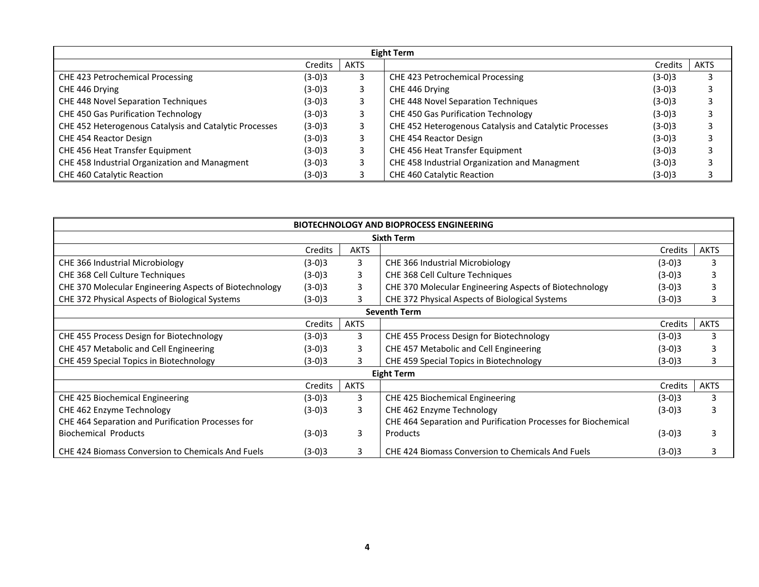| Eight Term | | | | | |
|---|---|---|---|---|---|
| | Credits | AKTS | | Credits | AKTS |
| CHE 423 Petrochemical Processing | (3-0)3 | 3 | CHE 423 Petrochemical Processing | (3-0)3 | 3 |
| CHE 446 Drying | (3-0)3 | 3 | CHE 446 Drying | (3-0)3 | 3 |
| CHE 448 Novel Separation Techniques | (3-0)3 | 3 | CHE 448 Novel Separation Techniques | (3-0)3 | 3 |
| CHE 450 Gas Purification Technology | (3-0)3 | 3 | CHE 450 Gas Purification Technology | (3-0)3 | 3 |
| CHE 452 Heterogenous Catalysis and Catalytic Processes | (3-0)3 | 3 | CHE 452 Heterogenous Catalysis and Catalytic Processes | (3-0)3 | 3 |
| CHE 454 Reactor Design | (3-0)3 | 3 | CHE 454 Reactor Design | (3-0)3 | 3 |
| CHE 456 Heat Transfer Equipment | (3-0)3 | 3 | CHE 456 Heat Transfer Equipment | (3-0)3 | 3 |
| CHE 458 Industrial Organization and Managment | (3-0)3 | 3 | CHE 458 Industrial Organization and Managment | (3-0)3 | 3 |
| CHE 460 Catalytic Reaction | (3-0)3 | 3 | CHE 460 Catalytic Reaction | (3-0)3 | 3 |

| BIOTECHNOLOGY AND BIOPROCESS ENGINEERING | | | | | |
|---|---|---|---|---|---|
| **Sixth Term** | | | | | |
| | Credits | AKTS | | Credits | AKTS |
| CHE 366 Industrial Microbiology | (3-0)3 | 3 | CHE 366 Industrial Microbiology | (3-0)3 | 3 |
| CHE 368 Cell Culture Techniques | (3-0)3 | 3 | CHE 368 Cell Culture Techniques | (3-0)3 | 3 |
| CHE 370 Molecular Engineering Aspects of Biotechnology | (3-0)3 | 3 | CHE 370 Molecular Engineering Aspects of Biotechnology | (3-0)3 | 3 |
| CHE 372 Physical Aspects of Biological Systems | (3-0)3 | 3 | CHE 372 Physical Aspects of Biological Systems | (3-0)3 | 3 |
| **Seventh Term** | | | | | |
| | Credits | AKTS | | Credits | AKTS |
| CHE 455 Process Design for Biotechnology | (3-0)3 | 3 | CHE 455 Process Design for Biotechnology | (3-0)3 | 3 |
| CHE 457 Metabolic and Cell Engineering | (3-0)3 | 3 | CHE 457 Metabolic and Cell Engineering | (3-0)3 | 3 |
| CHE 459 Special Topics in Biotechnology | (3-0)3 | 3 | CHE 459 Special Topics in Biotechnology | (3-0)3 | 3 |
| **Eight Term** | | | | | |
| | Credits | AKTS | | Credits | AKTS |
| CHE 425 Biochemical Engineering | (3-0)3 | 3 | CHE 425 Biochemical Engineering | (3-0)3 | 3 |
| CHE 462 Enzyme Technology | (3-0)3 | 3 | CHE 462 Enzyme Technology | (3-0)3 | 3 |
| CHE 464 Separation and Purification Processes for Biochemical Products | (3-0)3 | 3 | CHE 464 Separation and Purification Processes for Biochemical Products | (3-0)3 | 3 |
| CHE 424 Biomass Conversion to Chemicals And Fuels | (3-0)3 | 3 | CHE 424 Biomass Conversion to Chemicals And Fuels | (3-0)3 | 3 |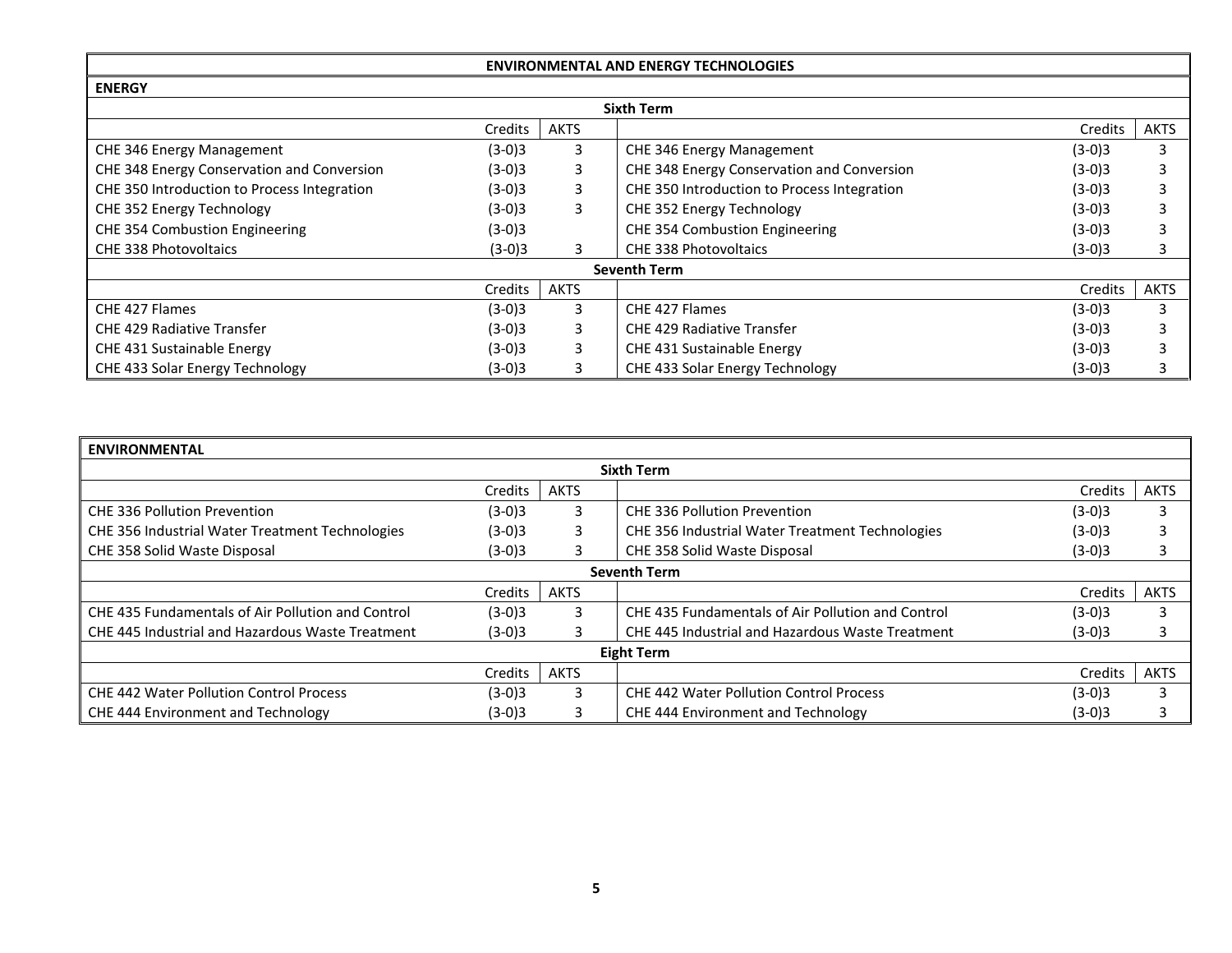## ENVIRONMENTAL AND ENERGY TECHNOLOGIES

### ENERGY

| Sixth Term | | | | | |
|---|---|---|---|---|---|
| | Credits | AKTS | | Credits | AKTS |
| CHE 346 Energy Management | (3-0)3 | 3 | CHE 346 Energy Management | (3-0)3 | 3 |
| CHE 348 Energy Conservation and Conversion | (3-0)3 | 3 | CHE 348 Energy Conservation and Conversion | (3-0)3 | 3 |
| CHE 350 Introduction to Process Integration | (3-0)3 | 3 | CHE 350 Introduction to Process Integration | (3-0)3 | 3 |
| CHE 352 Energy Technology | (3-0)3 | 3 | CHE 352 Energy Technology | (3-0)3 | 3 |
| CHE 354 Combustion Engineering | (3-0)3 | | CHE 354 Combustion Engineering | (3-0)3 | 3 |
| CHE 338 Photovoltaics | (3-0)3 | 3 | CHE 338 Photovoltaics | (3-0)3 | 3 |
| **Seventh Term** | | | | | |
| | Credits | AKTS | | Credits | AKTS |
| CHE 427 Flames | (3-0)3 | 3 | CHE 427 Flames | (3-0)3 | 3 |
| CHE 429 Radiative Transfer | (3-0)3 | 3 | CHE 429 Radiative Transfer | (3-0)3 | 3 |
| CHE 431 Sustainable Energy | (3-0)3 | 3 | CHE 431 Sustainable Energy | (3-0)3 | 3 |
| CHE 433 Solar Energy Technology | (3-0)3 | 3 | CHE 433 Solar Energy Technology | (3-0)3 | 3 |

### ENVIRONMENTAL

| Sixth Term | | | | | |
|---|---|---|---|---|---|
| | Credits | AKTS | | Credits | AKTS |
| CHE 336 Pollution Prevention | (3-0)3 | 3 | CHE 336 Pollution Prevention | (3-0)3 | 3 |
| CHE 356 Industrial Water Treatment Technologies | (3-0)3 | 3 | CHE 356 Industrial Water Treatment Technologies | (3-0)3 | 3 |
| CHE 358 Solid Waste Disposal | (3-0)3 | 3 | CHE 358 Solid Waste Disposal | (3-0)3 | 3 |
| **Seventh Term** | | | | | |
| | Credits | AKTS | | Credits | AKTS |
| CHE 435 Fundamentals of Air Pollution and Control | (3-0)3 | 3 | CHE 435 Fundamentals of Air Pollution and Control | (3-0)3 | 3 |
| CHE 445 Industrial and Hazardous Waste Treatment | (3-0)3 | 3 | CHE 445 Industrial and Hazardous Waste Treatment | (3-0)3 | 3 |
| **Eight Term** | | | | | |
| | Credits | AKTS | | Credits | AKTS |
| CHE 442 Water Pollution Control Process | (3-0)3 | 3 | CHE 442 Water Pollution Control Process | (3-0)3 | 3 |
| CHE 444 Environment and Technology | (3-0)3 | 3 | CHE 444 Environment and Technology | (3-0)3 | 3 |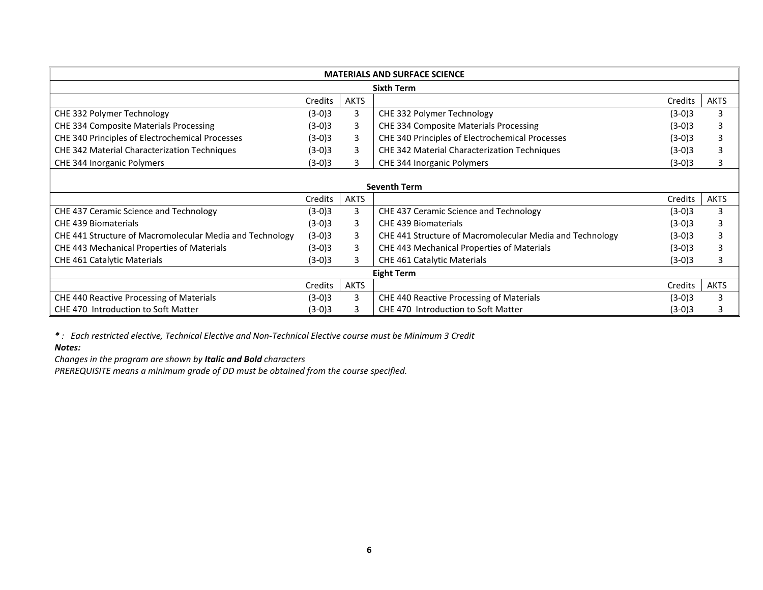| MATERIALS AND SURFACE SCIENCE | | | | | |
| --- | --- | --- | --- | --- | --- |
| **Sixth Term** | | | | | |
| | Credits | AKTS | | Credits | AKTS |
| CHE 332 Polymer Technology | (3-0)3 | 3 | CHE 332 Polymer Technology | (3-0)3 | 3 |
| CHE 334 Composite Materials Processing | (3-0)3 | 3 | CHE 334 Composite Materials Processing | (3-0)3 | 3 |
| CHE 340 Principles of Electrochemical Processes | (3-0)3 | 3 | CHE 340 Principles of Electrochemical Processes | (3-0)3 | 3 |
| CHE 342 Material Characterization Techniques | (3-0)3 | 3 | CHE 342 Material Characterization Techniques | (3-0)3 | 3 |
| CHE 344 Inorganic Polymers | (3-0)3 | 3 | CHE 344 Inorganic Polymers | (3-0)3 | 3 |
| **Seventh Term** | | | | | |
| | Credits | AKTS | | Credits | AKTS |
| CHE 437 Ceramic Science and Technology | (3-0)3 | 3 | CHE 437 Ceramic Science and Technology | (3-0)3 | 3 |
| CHE 439 Biomaterials | (3-0)3 | 3 | CHE 439 Biomaterials | (3-0)3 | 3 |
| CHE 441 Structure of Macromolecular Media and Technology | (3-0)3 | 3 | CHE 441 Structure of Macromolecular Media and Technology | (3-0)3 | 3 |
| CHE 443 Mechanical Properties of Materials | (3-0)3 | 3 | CHE 443 Mechanical Properties of Materials | (3-0)3 | 3 |
| CHE 461 Catalytic Materials | (3-0)3 | 3 | CHE 461 Catalytic Materials | (3-0)3 | 3 |
| **Eight Term** | | | | | |
| | Credits | AKTS | | Credits | AKTS |
| CHE 440 Reactive Processing of Materials | (3-0)3 | 3 | CHE 440 Reactive Processing of Materials | (3-0)3 | 3 |
| CHE 470 Introduction to Soft Matter | (3-0)3 | 3 | CHE 470 Introduction to Soft Matter | (3-0)3 | 3 |

***** *: Each restricted elective, Technical Elective and Non-Technical Elective course must be Minimum 3 Credit*

***Notes:***

*Changes in the program are shown by* ***Italic and Bold*** *characters*

*PREREQUISITE means a minimum grade of DD must be obtained from the course specified.*